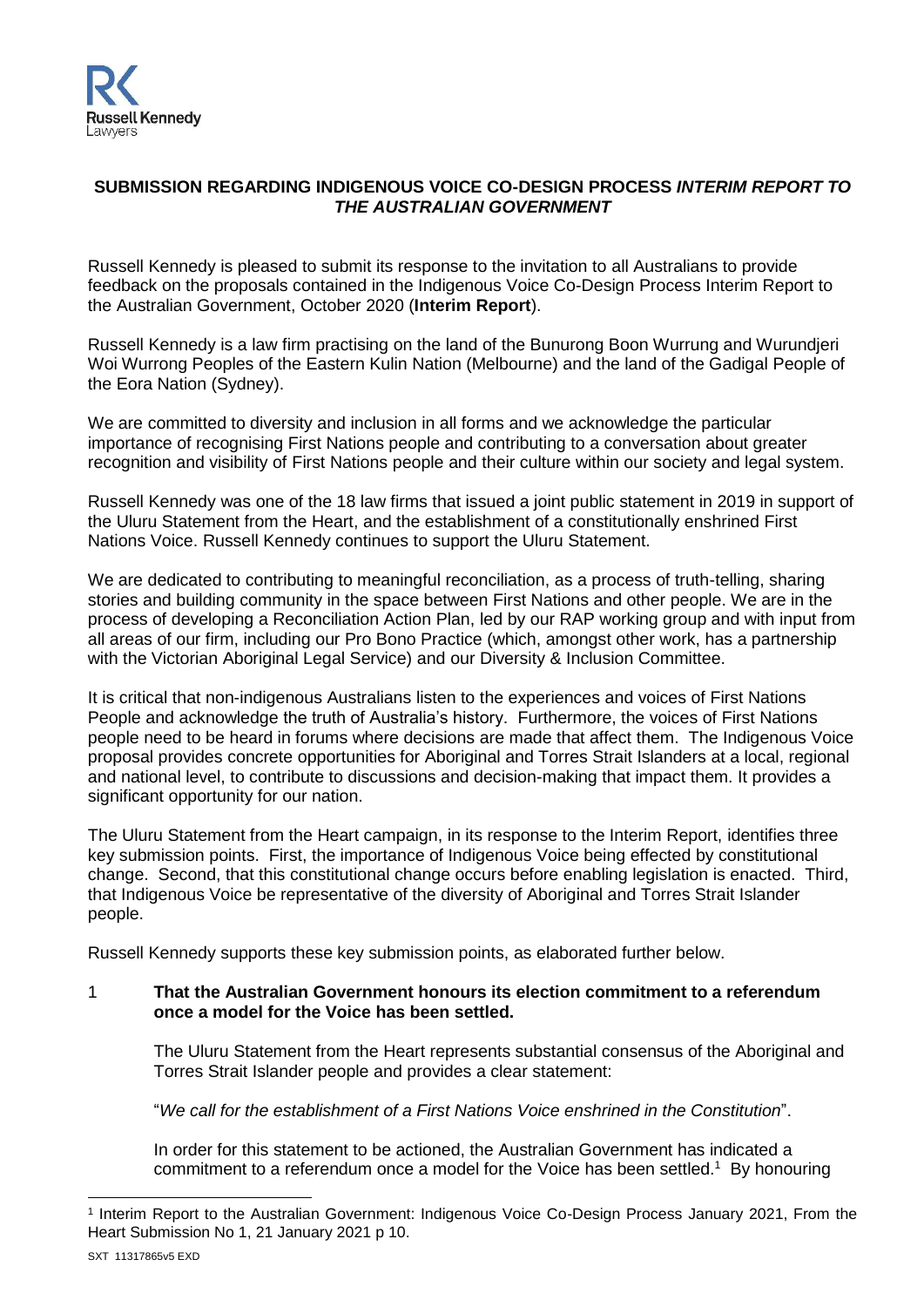## SUBMISSION REGARDING INDIGENOUS VOICE CO-DESIGN PROCESS *INTERIM REPORT TO THE AUSTRALIAN GOVERNMENT*

Russell Kennedy is pleased to submit its response to the invitation to all Australians to provide feedback on the proposals contained in the Indigenous Voice Co-Design Process Interim Report to the Australian Government, October 2020 (**Interim Report**).

Russell Kennedy is a law firm practising on the land of the Bunurong Boon Wurrung and Wurundjeri Woi Wurrong Peoples of the Eastern Kulin Nation (Melbourne) and the land of the Gadigal People of the Eora Nation (Sydney).

We are committed to diversity and inclusion in all forms and we acknowledge the particular importance of recognising First Nations people and contributing to a conversation about greater recognition and visibility of First Nations people and their culture within our society and legal system.

Russell Kennedy was one of the 18 law firms that issued a joint public statement in 2019 in support of the Uluru Statement from the Heart, and the establishment of a constitutionally enshrined First Nations Voice. Russell Kennedy continues to support the Uluru Statement.

We are dedicated to contributing to meaningful reconciliation, as a process of truth-telling, sharing stories and building community in the space between First Nations and other people. We are in the process of developing a Reconciliation Action Plan, led by our RAP working group and with input from all areas of our firm, including our Pro Bono Practice (which, amongst other work, has a partnership with the Victorian Aboriginal Legal Service) and our Diversity & Inclusion Committee.

It is critical that non-indigenous Australians listen to the experiences and voices of First Nations People and acknowledge the truth of Australia's history. Furthermore, the voices of First Nations people need to be heard in forums where decisions are made that affect them. The Indigenous Voice proposal provides concrete opportunities for Aboriginal and Torres Strait Islanders at a local, regional and national level, to contribute to discussions and decision-making that impact them. It provides a significant opportunity for our nation.

The Uluru Statement from the Heart campaign, in its response to the Interim Report, identifies three key submission points. First, the importance of Indigenous Voice being effected by constitutional change. Second, that this constitutional change occurs before enabling legislation is enacted. Third, that Indigenous Voice be representative of the diversity of Aboriginal and Torres Strait Islander people.

Russell Kennedy supports these key submission points, as elaborated further below.

1 **That the Australian Government honours its election commitment to a referendum once a model for the Voice has been settled.**

The Uluru Statement from the Heart represents substantial consensus of the Aboriginal and Torres Strait Islander people and provides a clear statement:

"*We call for the establishment of a First Nations Voice enshrined in the Constitution*".

In order for this statement to be actioned, the Australian Government has indicated a commitment to a referendum once a model for the Voice has been settled.[1] By honouring

[1] Interim Report to the Australian Government: Indigenous Voice Co-Design Process January 2021, From the Heart Submission No 1, 21 January 2021 p 10.

SXT 11317865v5 EXD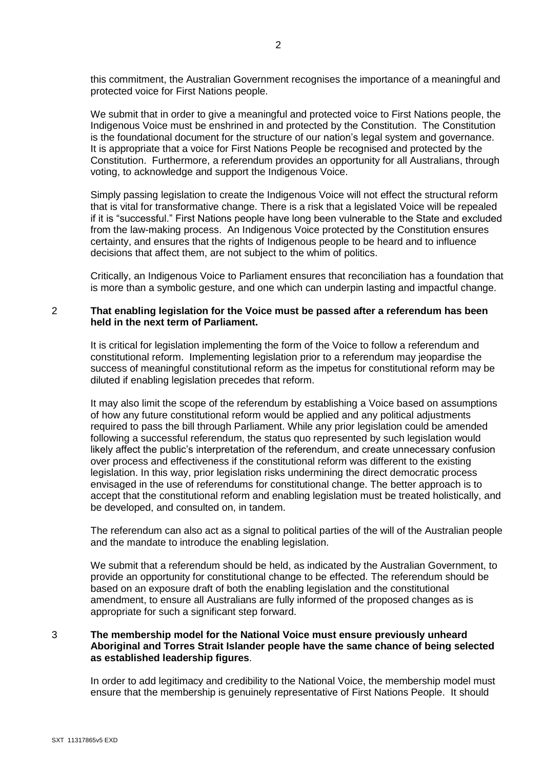this commitment, the Australian Government recognises the importance of a meaningful and protected voice for First Nations people.

We submit that in order to give a meaningful and protected voice to First Nations people, the Indigenous Voice must be enshrined in and protected by the Constitution. The Constitution is the foundational document for the structure of our nation's legal system and governance. It is appropriate that a voice for First Nations People be recognised and protected by the Constitution. Furthermore, a referendum provides an opportunity for all Australians, through voting, to acknowledge and support the Indigenous Voice.

Simply passing legislation to create the Indigenous Voice will not effect the structural reform that is vital for transformative change. There is a risk that a legislated Voice will be repealed if it is "successful." First Nations people have long been vulnerable to the State and excluded from the law-making process. An Indigenous Voice protected by the Constitution ensures certainty, and ensures that the rights of Indigenous people to be heard and to influence decisions that affect them, are not subject to the whim of politics.

Critically, an Indigenous Voice to Parliament ensures that reconciliation has a foundation that is more than a symbolic gesture, and one which can underpin lasting and impactful change.

2 **That enabling legislation for the Voice must be passed after a referendum has been held in the next term of Parliament.**

It is critical for legislation implementing the form of the Voice to follow a referendum and constitutional reform. Implementing legislation prior to a referendum may jeopardise the success of meaningful constitutional reform as the impetus for constitutional reform may be diluted if enabling legislation precedes that reform.

It may also limit the scope of the referendum by establishing a Voice based on assumptions of how any future constitutional reform would be applied and any political adjustments required to pass the bill through Parliament. While any prior legislation could be amended following a successful referendum, the status quo represented by such legislation would likely affect the public's interpretation of the referendum, and create unnecessary confusion over process and effectiveness if the constitutional reform was different to the existing legislation. In this way, prior legislation risks undermining the direct democratic process envisaged in the use of referendums for constitutional change. The better approach is to accept that the constitutional reform and enabling legislation must be treated holistically, and be developed, and consulted on, in tandem.

The referendum can also act as a signal to political parties of the will of the Australian people and the mandate to introduce the enabling legislation.

We submit that a referendum should be held, as indicated by the Australian Government, to provide an opportunity for constitutional change to be effected. The referendum should be based on an exposure draft of both the enabling legislation and the constitutional amendment, to ensure all Australians are fully informed of the proposed changes as is appropriate for such a significant step forward.

3 **The membership model for the National Voice must ensure previously unheard Aboriginal and Torres Strait Islander people have the same chance of being selected as established leadership figures**.

In order to add legitimacy and credibility to the National Voice, the membership model must ensure that the membership is genuinely representative of First Nations People. It should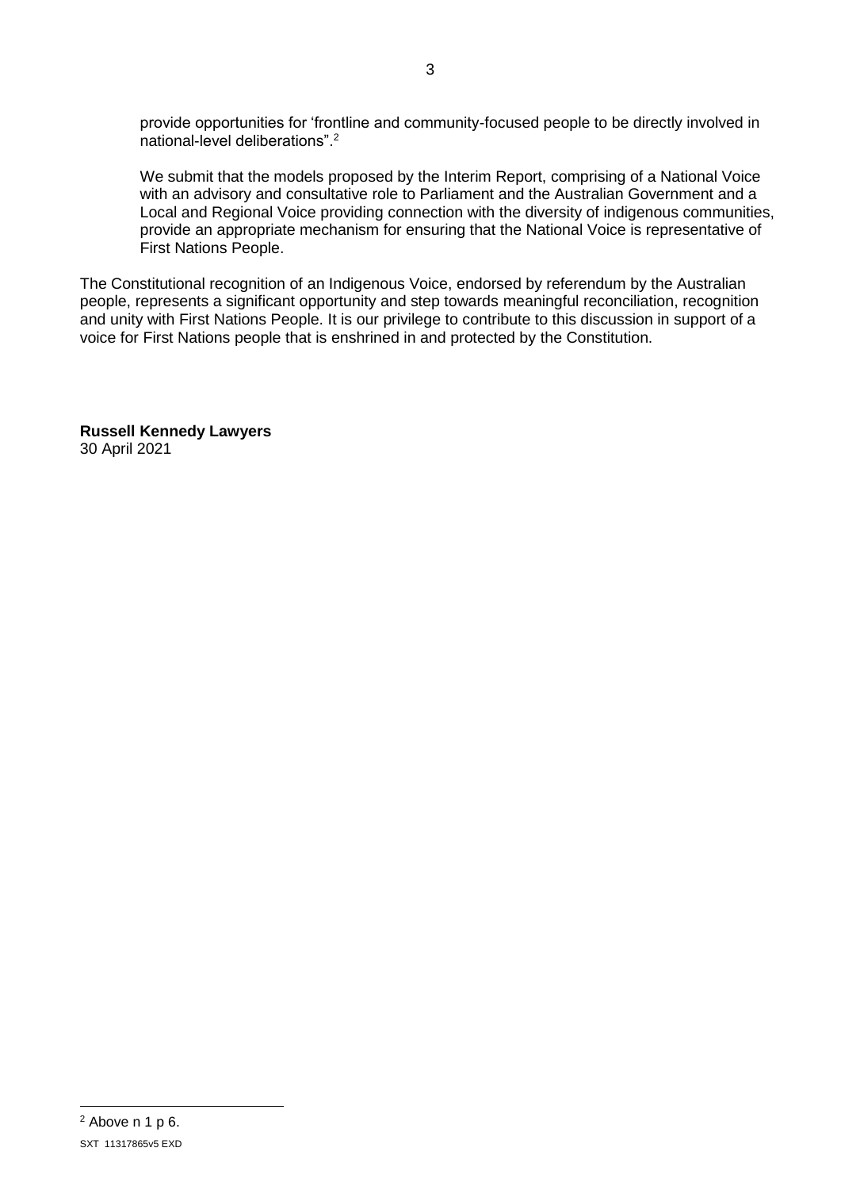provide opportunities for 'frontline and community-focused people to be directly involved in national-level deliberations".[2]

We submit that the models proposed by the Interim Report, comprising of a National Voice with an advisory and consultative role to Parliament and the Australian Government and a Local and Regional Voice providing connection with the diversity of indigenous communities, provide an appropriate mechanism for ensuring that the National Voice is representative of First Nations People.

The Constitutional recognition of an Indigenous Voice, endorsed by referendum by the Australian people, represents a significant opportunity and step towards meaningful reconciliation, recognition and unity with First Nations People. It is our privilege to contribute to this discussion in support of a voice for First Nations people that is enshrined in and protected by the Constitution.

**Russell Kennedy Lawyers**
30 April 2021

[2] Above n 1 p 6.

SXT 11317865v5 EXD